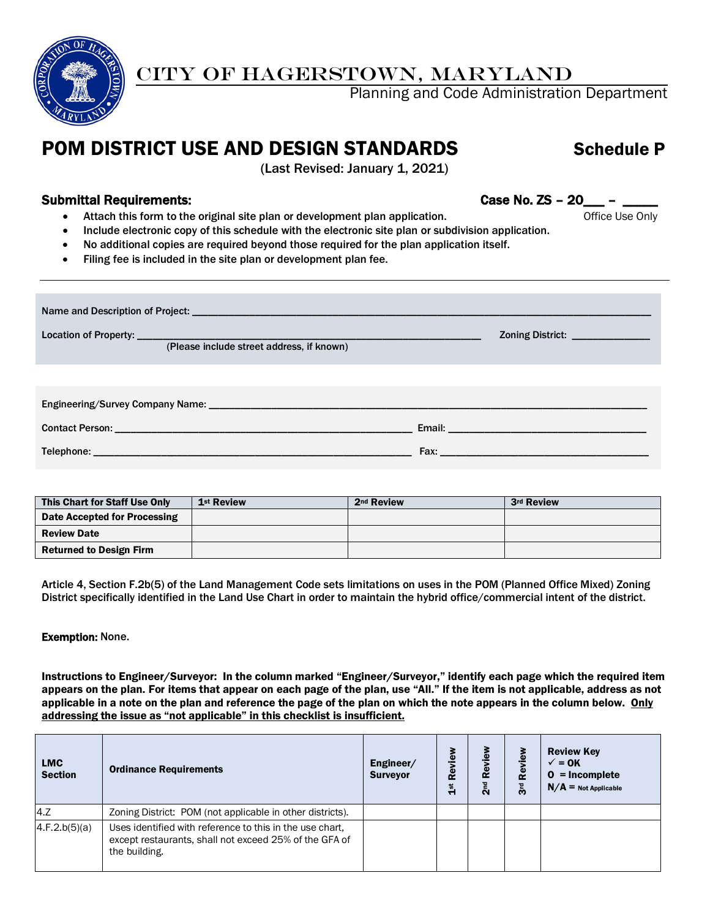# CITY OF HAGERSTOWN, MARYLAND

Planning and Code Administration Department

## POM DISTRICT USE AND DESIGN STANDARDS — Schedule P

(Last Revised: January 1, 2021)

**Submittal Requirements:** **Case No. ZS – 20___ – _____**
Office Use Only

- Attach this form to the original site plan or development plan application.
- Include electronic copy of this schedule with the electronic site plan or subdivision application.
- No additional copies are required beyond those required for the plan application itself.
- Filing fee is included in the site plan or development plan fee.

---

Name and Description of Project: ______________________________________________

Location of Property: ______________________________________________ Zoning District: ______________
(Please include street address, if known)

Engineering/Survey Company Name: ______________________________________________

Contact Person: ______________________________ Email: ______________________________

Telephone: ______________________________ Fax: ______________________________

| This Chart for Staff Use Only | 1st Review | 2nd Review | 3rd Review |
|---|---|---|---|
| Date Accepted for Processing | | | |
| Review Date | | | |
| Returned to Design Firm | | | |

**Article 4, Section F.2b(5) of the Land Management Code sets limitations on uses in the POM (Planned Office Mixed) Zoning District specifically identified in the Land Use Chart in order to maintain the hybrid office/commercial intent of the district.**

**Exemption:** None.

**Instructions to Engineer/Surveyor: In the column marked "Engineer/Surveyor," identify each page which the required item appears on the plan. For items that appear on each page of the plan, use "All." If the item is not applicable, address as not applicable in a note on the plan and reference the page of the plan on which the note appears in the column below. <u>Only addressing the issue as "not applicable" in this checklist is insufficient.</u>**

| LMC Section | Ordinance Requirements | Engineer/ Surveyor | 1st Review | 2nd Review | 3rd Review | Review Key ✓ = OK O = Incomplete N/A = Not Applicable |
|---|---|---|---|---|---|---|
| 4.Z | Zoning District: POM (not applicable in other districts). | | | | | |
| 4.F.2.b(5)(a) | Uses identified with reference to this in the use chart, except restaurants, shall not exceed 25% of the GFA of the building. | | | | | |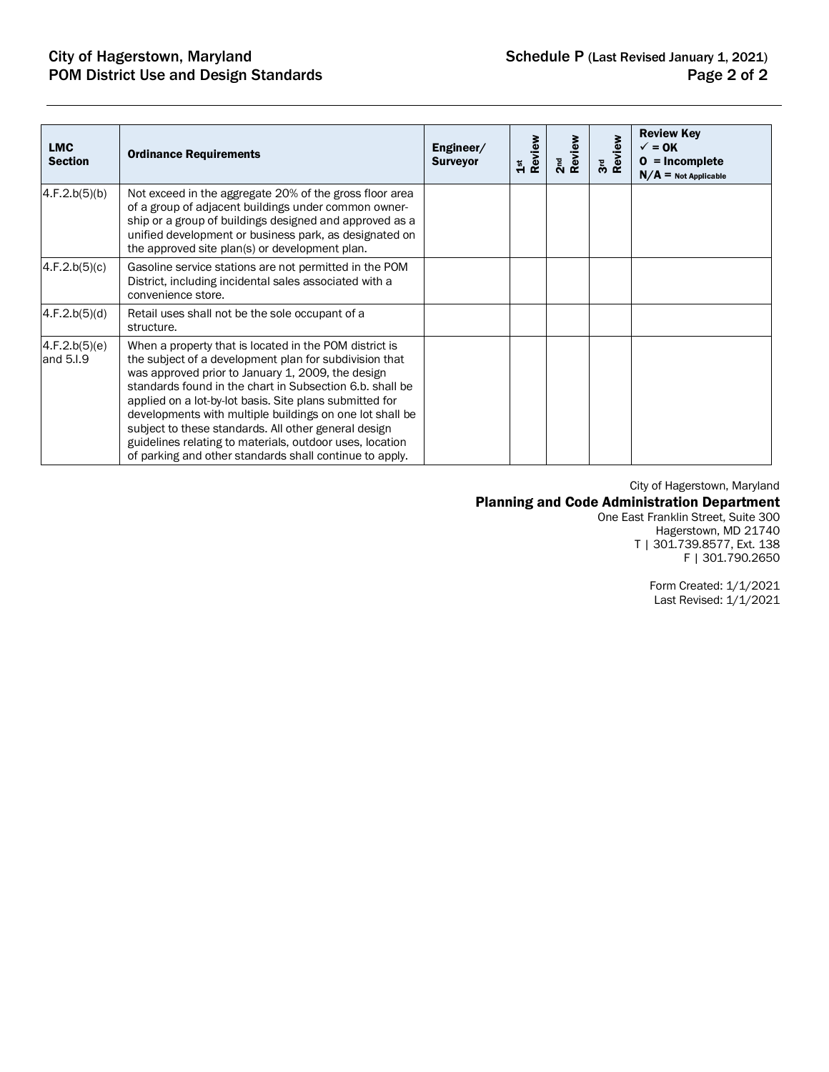| LMC Section | Ordinance Requirements | Engineer/ Surveyor | 1st Review | 2nd Review | 3rd Review | Review Key ✓ = OK O = Incomplete N/A = Not Applicable |
|---|---|---|---|---|---|---|
| 4.F.2.b(5)(b) | Not exceed in the aggregate 20% of the gross floor area of a group of adjacent buildings under common ownership or a group of buildings designed and approved as a unified development or business park, as designated on the approved site plan(s) or development plan. | | | | | |
| 4.F.2.b(5)(c) | Gasoline service stations are not permitted in the POM District, including incidental sales associated with a convenience store. | | | | | |
| 4.F.2.b(5)(d) | Retail uses shall not be the sole occupant of a structure. | | | | | |
| 4.F.2.b(5)(e) and 5.I.9 | When a property that is located in the POM district is the subject of a development plan for subdivision that was approved prior to January 1, 2009, the design standards found in the chart in Subsection 6.b. shall be applied on a lot-by-lot basis. Site plans submitted for developments with multiple buildings on one lot shall be subject to these standards. All other general design guidelines relating to materials, outdoor uses, location of parking and other standards shall continue to apply. | | | | | |

City of Hagerstown, Maryland

**Planning and Code Administration Department**

One East Franklin Street, Suite 300
Hagerstown, MD 21740
T | 301.739.8577, Ext. 138
F | 301.790.2650

Form Created: 1/1/2021
Last Revised: 1/1/2021